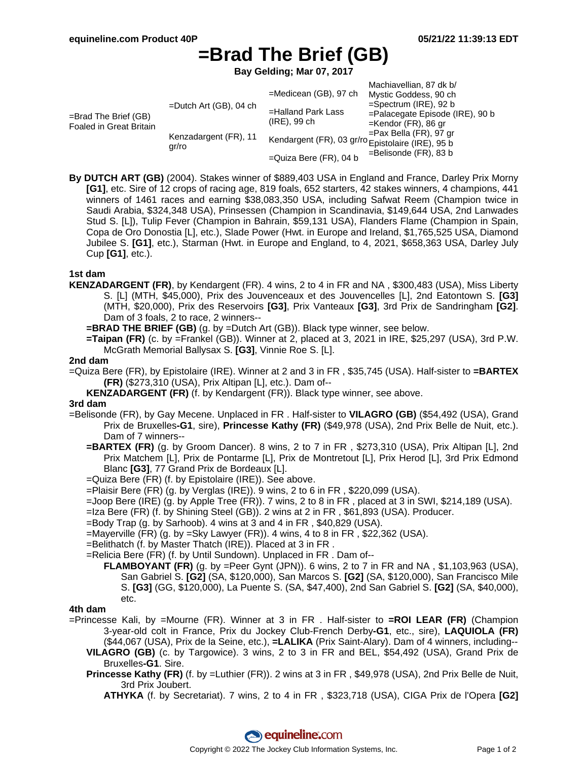# =Brad The Brief (GB)

**Bay Gelding; Mar 07, 2017**

| | | | |
|---|---|---|---|
| =Brad The Brief (GB) Foaled in Great Britain | =Dutch Art (GB), 04 ch | =Medicean (GB), 97 ch | Machiavellian, 87 dk b/ |
| | | | Mystic Goddess, 90 ch |
| | | =Halland Park Lass (IRE), 99 ch | =Spectrum (IRE), 92 b |
| | | | =Palacegate Episode (IRE), 90 b |
| | Kenzadargent (FR), 11 gr/ro | Kendargent (FR), 03 gr/ro | =Kendor (FR), 86 gr |
| | | | =Pax Bella (FR), 97 gr |
| | | =Quiza Bere (FR), 04 b | Epistolaire (IRE), 95 b |
| | | | =Belisonde (FR), 83 b |

**By DUTCH ART (GB)** (2004). Stakes winner of $889,403 USA in England and France, Darley Prix Morny **[G1]**, etc. Sire of 12 crops of racing age, 819 foals, 652 starters, 42 stakes winners, 4 champions, 441 winners of 1461 races and earning $38,083,350 USA, including Safwat Reem (Champion twice in Saudi Arabia, $324,348 USA), Prinsessen (Champion in Scandinavia, $149,644 USA, 2nd Lanwades Stud S. [L]), Tulip Fever (Champion in Bahrain, $59,131 USA), Flanders Flame (Champion in Spain, Copa de Oro Donostia [L], etc.), Slade Power (Hwt. in Europe and Ireland, $1,765,525 USA, Diamond Jubilee S. **[G1]**, etc.), Starman (Hwt. in Europe and England, to 4, 2021, $658,363 USA, Darley July Cup **[G1]**, etc.).

### 1st dam

**KENZADARGENT (FR)**, by Kendargent (FR). 4 wins, 2 to 4 in FR and NA , $300,483 (USA), Miss Liberty S. [L] (MTH, $45,000), Prix des Jouvenceaux et des Jouvencelles [L], 2nd Eatontown S. **[G3]** (MTH, $20,000), Prix des Reservoirs **[G3]**, Prix Vanteaux **[G3]**, 3rd Prix de Sandringham **[G2]**. Dam of 3 foals, 2 to race, 2 winners--

- **=BRAD THE BRIEF (GB)** (g. by =Dutch Art (GB)). Black type winner, see below.
- **=Taipan (FR)** (c. by =Frankel (GB)). Winner at 2, placed at 3, 2021 in IRE, $25,297 (USA), 3rd P.W. McGrath Memorial Ballysax S. **[G3]**, Vinnie Roe S. [L].

### 2nd dam

=Quiza Bere (FR), by Epistolaire (IRE). Winner at 2 and 3 in FR , $35,745 (USA). Half-sister to **=BARTEX (FR)** ($273,310 (USA), Prix Altipan [L], etc.). Dam of--

- **KENZADARGENT (FR)** (f. by Kendargent (FR)). Black type winner, see above.

### 3rd dam

=Belisonde (FR), by Gay Mecene. Unplaced in FR . Half-sister to **VILAGRO (GB)** ($54,492 (USA), Grand Prix de Bruxelles**-G1**, sire), **Princesse Kathy (FR)** ($49,978 (USA), 2nd Prix Belle de Nuit, etc.). Dam of 7 winners--

- **=BARTEX (FR)** (g. by Groom Dancer). 8 wins, 2 to 7 in FR , $273,310 (USA), Prix Altipan [L], 2nd Prix Matchem [L], Prix de Pontarme [L], Prix de Montretout [L], Prix Herod [L], 3rd Prix Edmond Blanc **[G3]**, 77 Grand Prix de Bordeaux [L].
- =Quiza Bere (FR) (f. by Epistolaire (IRE)). See above.
- =Plaisir Bere (FR) (g. by Verglas (IRE)). 9 wins, 2 to 6 in FR , $220,099 (USA).
- =Joop Bere (IRE) (g. by Apple Tree (FR)). 7 wins, 2 to 8 in FR , placed at 3 in SWI, $214,189 (USA).
- =Iza Bere (FR) (f. by Shining Steel (GB)). 2 wins at 2 in FR , $61,893 (USA). Producer.
- =Body Trap (g. by Sarhoob). 4 wins at 3 and 4 in FR , $40,829 (USA).
- =Mayerville (FR) (g. by =Sky Lawyer (FR)). 4 wins, 4 to 8 in FR , $22,362 (USA).
- =Belithatch (f. by Master Thatch (IRE)). Placed at 3 in FR .
- =Relicia Bere (FR) (f. by Until Sundown). Unplaced in FR . Dam of--
  - **FLAMBOYANT (FR)** (g. by =Peer Gynt (JPN)). 6 wins, 2 to 7 in FR and NA , $1,103,963 (USA), San Gabriel S. **[G2]** (SA, $120,000), San Marcos S. **[G2]** (SA, $120,000), San Francisco Mile S. **[G3]** (GG, $120,000), La Puente S. (SA, $47,400), 2nd San Gabriel S. **[G2]** (SA, $40,000), etc.

### 4th dam

=Princesse Kali, by =Mourne (FR). Winner at 3 in FR . Half-sister to **=ROI LEAR (FR)** (Champion 3-year-old colt in France, Prix du Jockey Club-French Derby**-G1**, etc., sire), **LAQUIOLA (FR)** ($44,067 (USA), Prix de la Seine, etc.), **=LALIKA** (Prix Saint-Alary). Dam of 4 winners, including--

- **VILAGRO (GB)** (c. by Targowice). 3 wins, 2 to 3 in FR and BEL, $54,492 (USA), Grand Prix de Bruxelles**-G1**. Sire.
- **Princesse Kathy (FR)** (f. by =Luthier (FR)). 2 wins at 3 in FR , $49,978 (USA), 2nd Prix Belle de Nuit, 3rd Prix Joubert.
  - **ATHYKA** (f. by Secretariat). 7 wins, 2 to 4 in FR , $323,718 (USA), CIGA Prix de l'Opera **[G2]**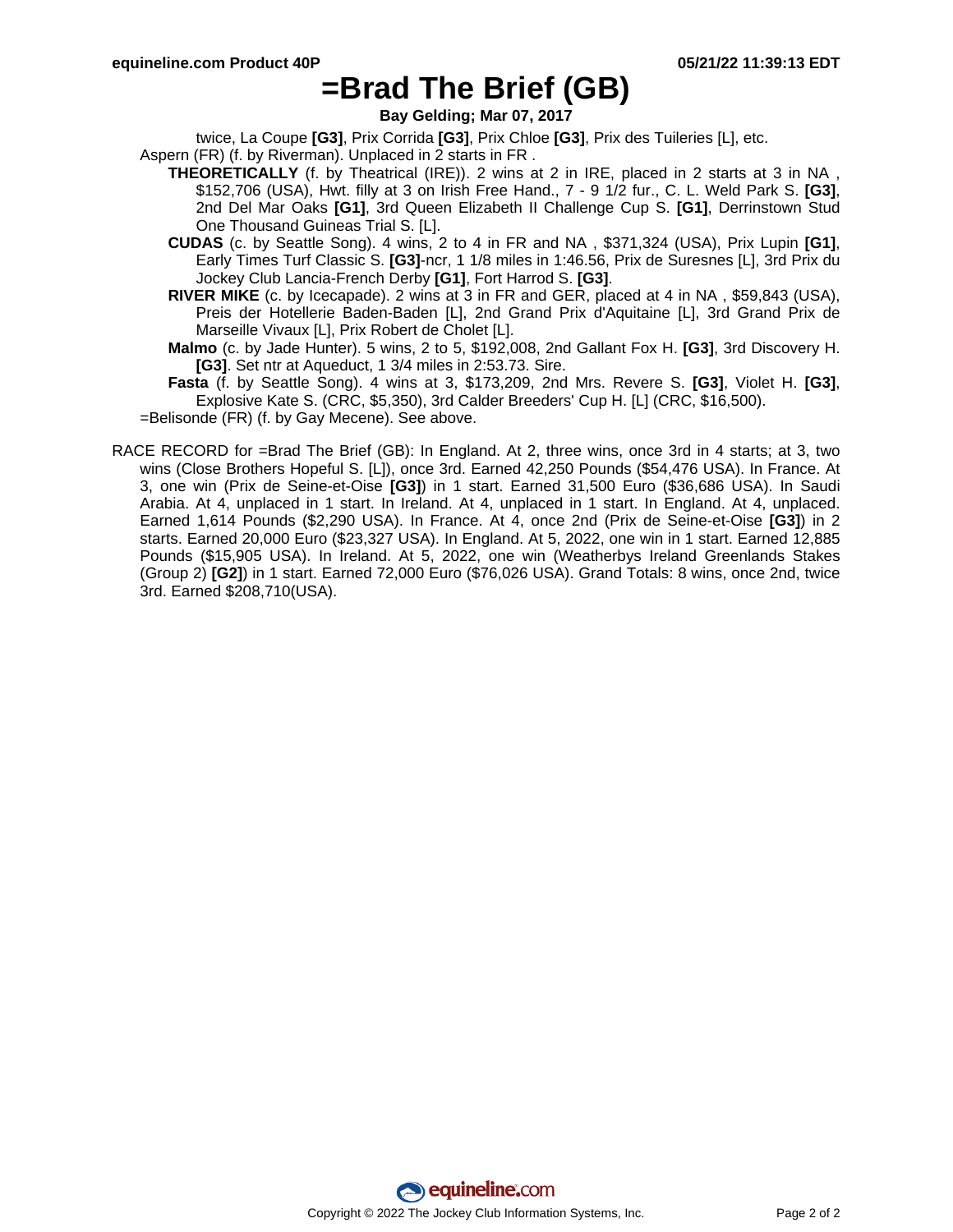# =Brad The Brief (GB)

**Bay Gelding; Mar 07, 2017**

twice, La Coupe **[G3]**, Prix Corrida **[G3]**, Prix Chloe **[G3]**, Prix des Tuileries [L], etc.

Aspern (FR) (f. by Riverman). Unplaced in 2 starts in FR .

**THEORETICALLY** (f. by Theatrical (IRE)). 2 wins at 2 in IRE, placed in 2 starts at 3 in NA , $152,706 (USA), Hwt. filly at 3 on Irish Free Hand., 7 - 9 1/2 fur., C. L. Weld Park S. **[G3]**, 2nd Del Mar Oaks **[G1]**, 3rd Queen Elizabeth II Challenge Cup S. **[G1]**, Derrinstown Stud One Thousand Guineas Trial S. [L].

**CUDAS** (c. by Seattle Song). 4 wins, 2 to 4 in FR and NA , $371,324 (USA), Prix Lupin **[G1]**, Early Times Turf Classic S. **[G3]**-ncr, 1 1/8 miles in 1:46.56, Prix de Suresnes [L], 3rd Prix du Jockey Club Lancia-French Derby **[G1]**, Fort Harrod S. **[G3]**.

**RIVER MIKE** (c. by Icecapade). 2 wins at 3 in FR and GER, placed at 4 in NA , $59,843 (USA), Preis der Hotellerie Baden-Baden [L], 2nd Grand Prix d'Aquitaine [L], 3rd Grand Prix de Marseille Vivaux [L], Prix Robert de Cholet [L].

**Malmo** (c. by Jade Hunter). 5 wins, 2 to 5, $192,008, 2nd Gallant Fox H. **[G3]**, 3rd Discovery H. **[G3]**. Set ntr at Aqueduct, 1 3/4 miles in 2:53.73. Sire.

**Fasta** (f. by Seattle Song). 4 wins at 3, $173,209, 2nd Mrs. Revere S. **[G3]**, Violet H. **[G3]**, Explosive Kate S. (CRC, $5,350), 3rd Calder Breeders' Cup H. [L] (CRC, $16,500).

=Belisonde (FR) (f. by Gay Mecene). See above.

RACE RECORD for =Brad The Brief (GB): In England. At 2, three wins, once 3rd in 4 starts; at 3, two wins (Close Brothers Hopeful S. [L]), once 3rd. Earned 42,250 Pounds ($54,476 USA). In France. At 3, one win (Prix de Seine-et-Oise **[G3]**) in 1 start. Earned 31,500 Euro ($36,686 USA). In Saudi Arabia. At 4, unplaced in 1 start. In Ireland. At 4, unplaced in 1 start. In England. At 4, unplaced. Earned 1,614 Pounds ($2,290 USA). In France. At 4, once 2nd (Prix de Seine-et-Oise **[G3]**) in 2 starts. Earned 20,000 Euro ($23,327 USA). In England. At 5, 2022, one win in 1 start. Earned 12,885 Pounds ($15,905 USA). In Ireland. At 5, 2022, one win (Weatherbys Ireland Greenlands Stakes (Group 2) **[G2]**) in 1 start. Earned 72,000 Euro ($76,026 USA). Grand Totals: 8 wins, once 2nd, twice 3rd. Earned $208,710(USA).